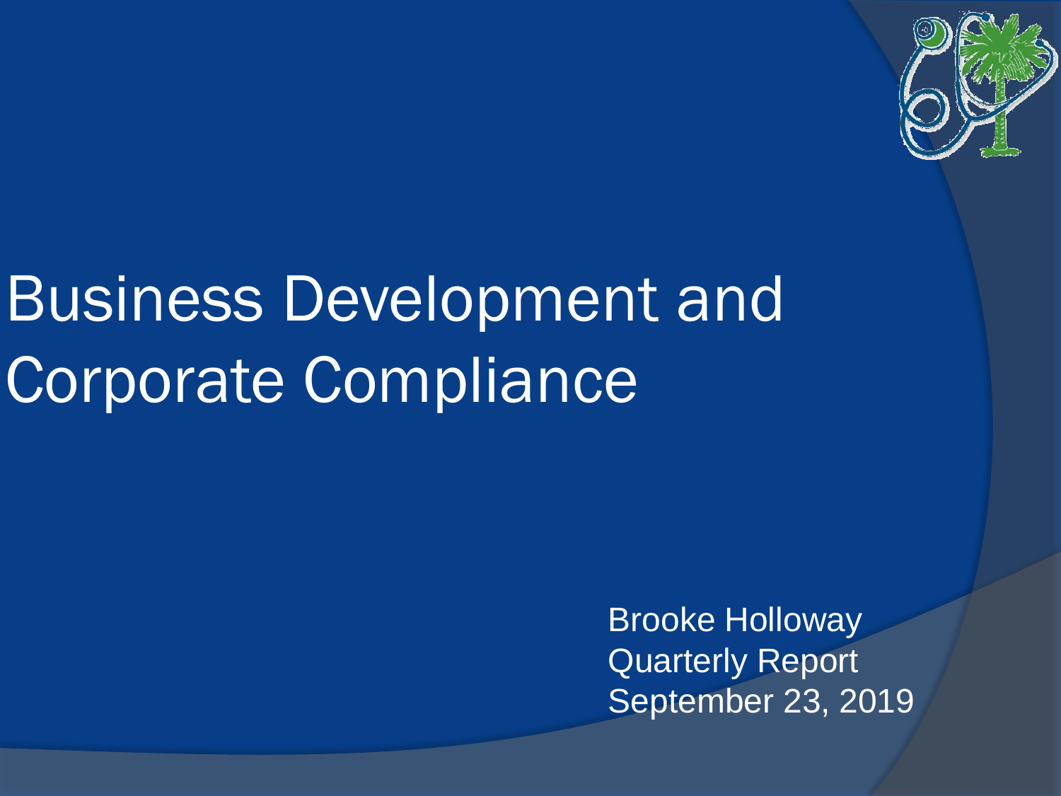# Business Development and Corporate Compliance

Brooke Holloway
Quarterly Report
September 23, 2019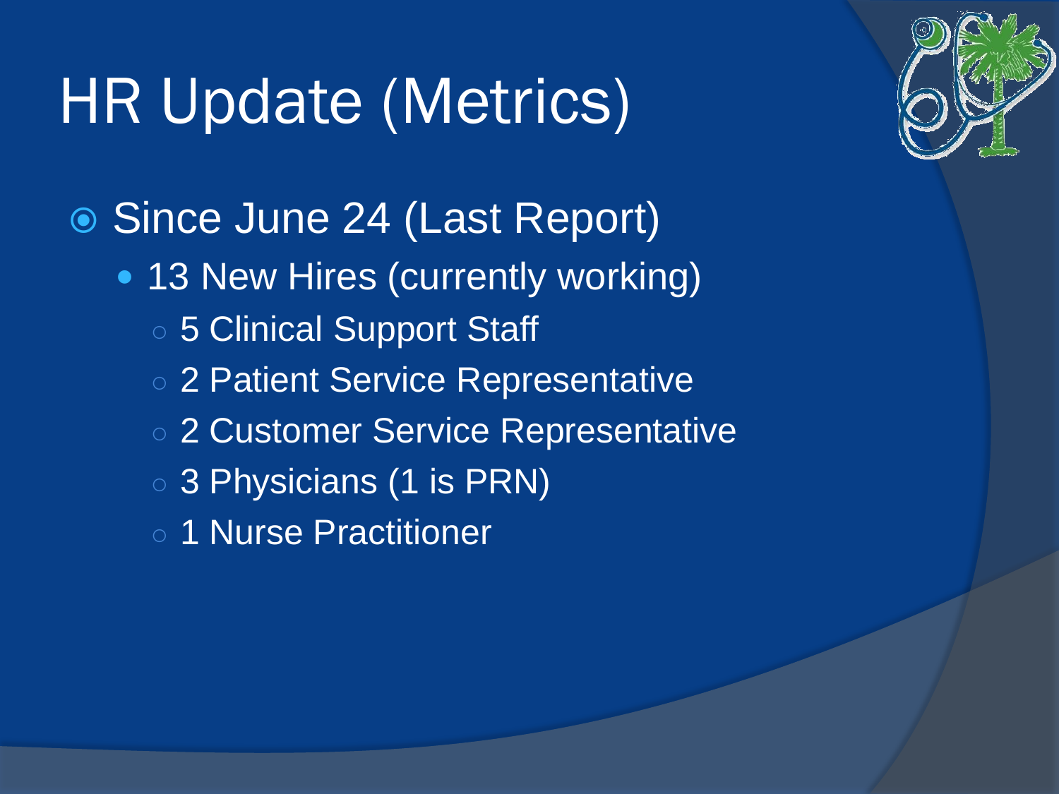# HR Update (Metrics)

- Since June 24 (Last Report)
  - 13 New Hires (currently working)
    - 5 Clinical Support Staff
    - 2 Patient Service Representative
    - 2 Customer Service Representative
    - 3 Physicians (1 is PRN)
    - 1 Nurse Practitioner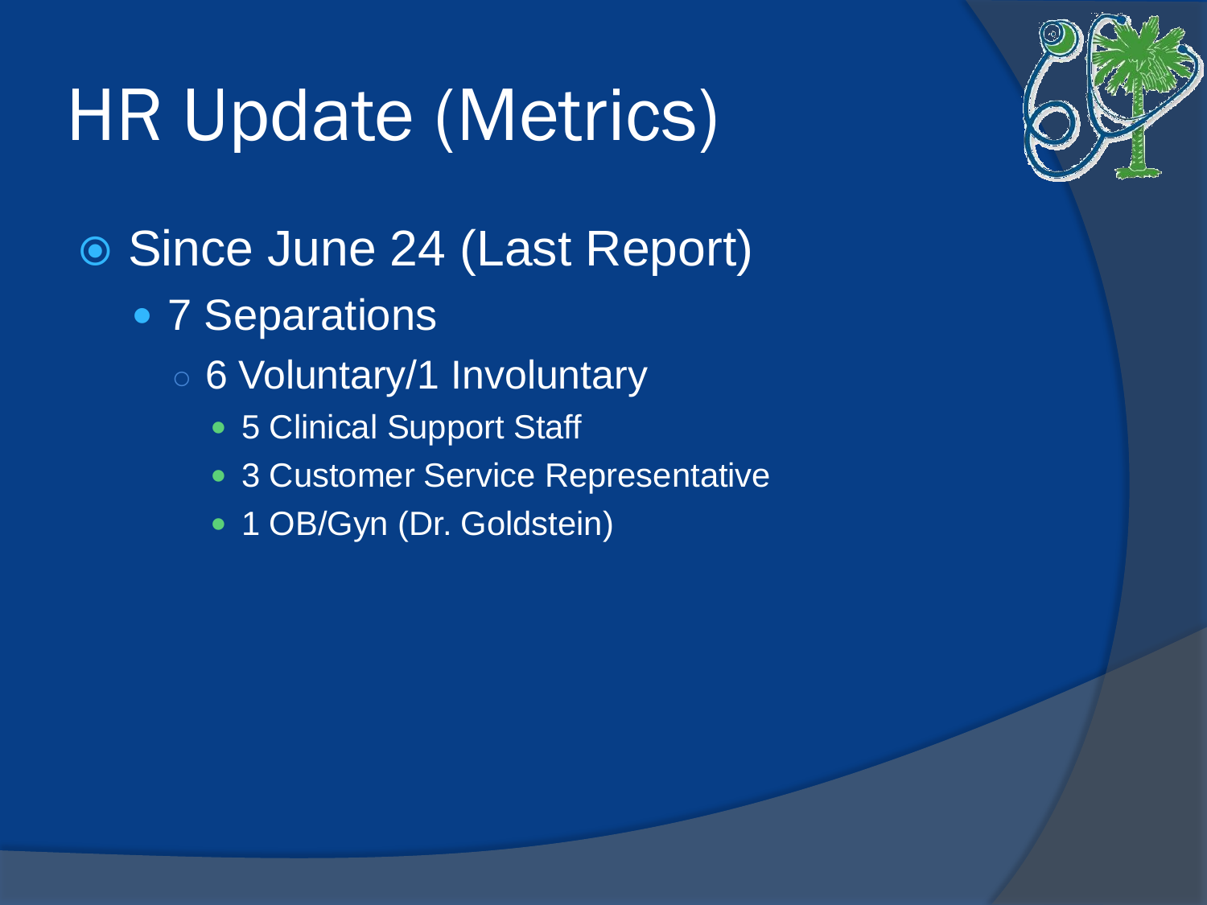# HR Update (Metrics)

- Since June 24 (Last Report)
  - 7 Separations
    - 6 Voluntary/1 Involuntary
      - 5 Clinical Support Staff
      - 3 Customer Service Representative
      - 1 OB/Gyn (Dr. Goldstein)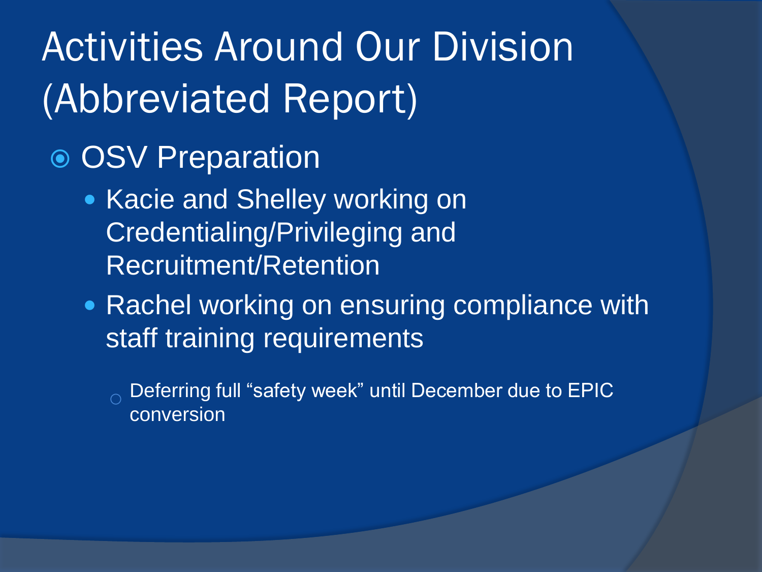# Activities Around Our Division (Abbreviated Report)

- OSV Preparation
  - Kacie and Shelley working on Credentialing/Privileging and Recruitment/Retention
  - Rachel working on ensuring compliance with staff training requirements
    - Deferring full “safety week” until December due to EPIC conversion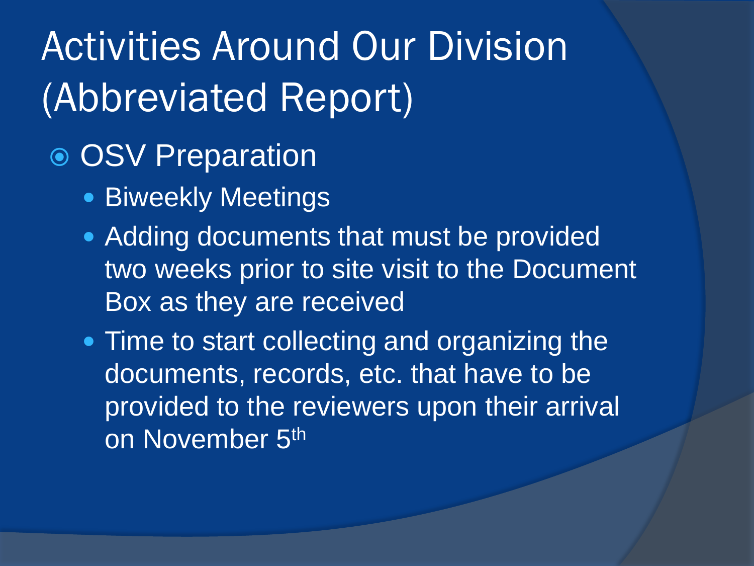# Activities Around Our Division (Abbreviated Report)

- OSV Preparation
  - Biweekly Meetings
  - Adding documents that must be provided two weeks prior to site visit to the Document Box as they are received
  - Time to start collecting and organizing the documents, records, etc. that have to be provided to the reviewers upon their arrival on November 5th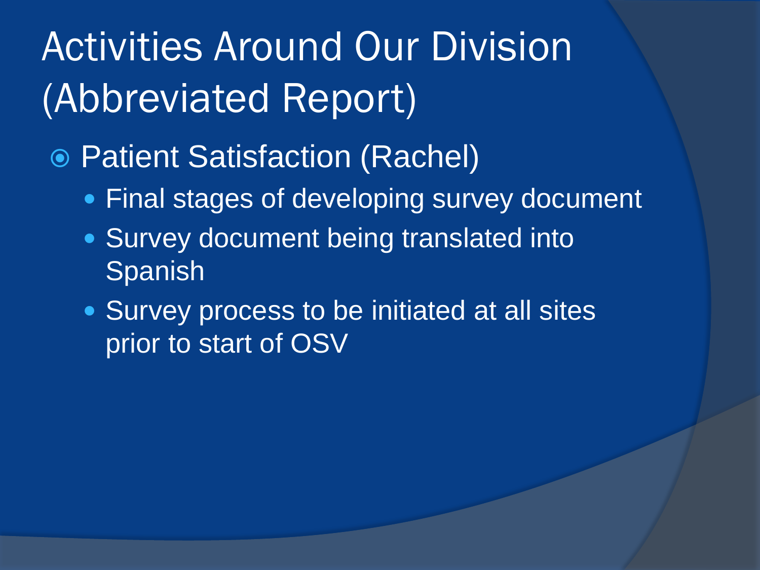# Activities Around Our Division (Abbreviated Report)

- Patient Satisfaction (Rachel)
  - Final stages of developing survey document
  - Survey document being translated into Spanish
  - Survey process to be initiated at all sites prior to start of OSV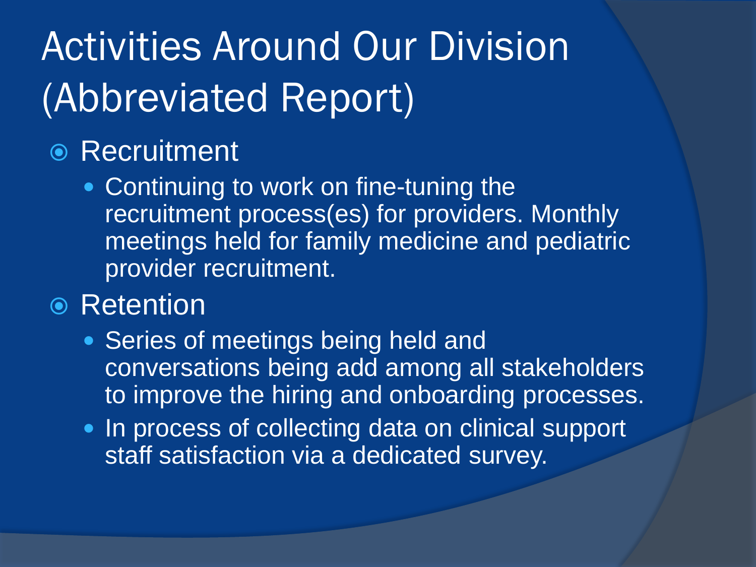# Activities Around Our Division (Abbreviated Report)

- Recruitment
  - Continuing to work on fine-tuning the recruitment process(es) for providers. Monthly meetings held for family medicine and pediatric provider recruitment.
- Retention
  - Series of meetings being held and conversations being add among all stakeholders to improve the hiring and onboarding processes.
  - In process of collecting data on clinical support staff satisfaction via a dedicated survey.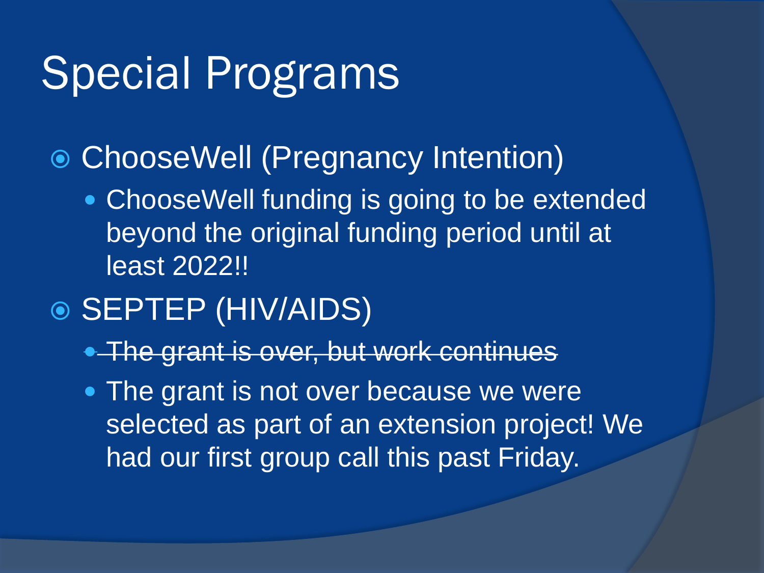# Special Programs

- ChooseWell (Pregnancy Intention)
  - ChooseWell funding is going to be extended beyond the original funding period until at least 2022!!
- SEPTEP (HIV/AIDS)
  - ~~The grant is over, but work continues~~
  - The grant is not over because we were selected as part of an extension project! We had our first group call this past Friday.